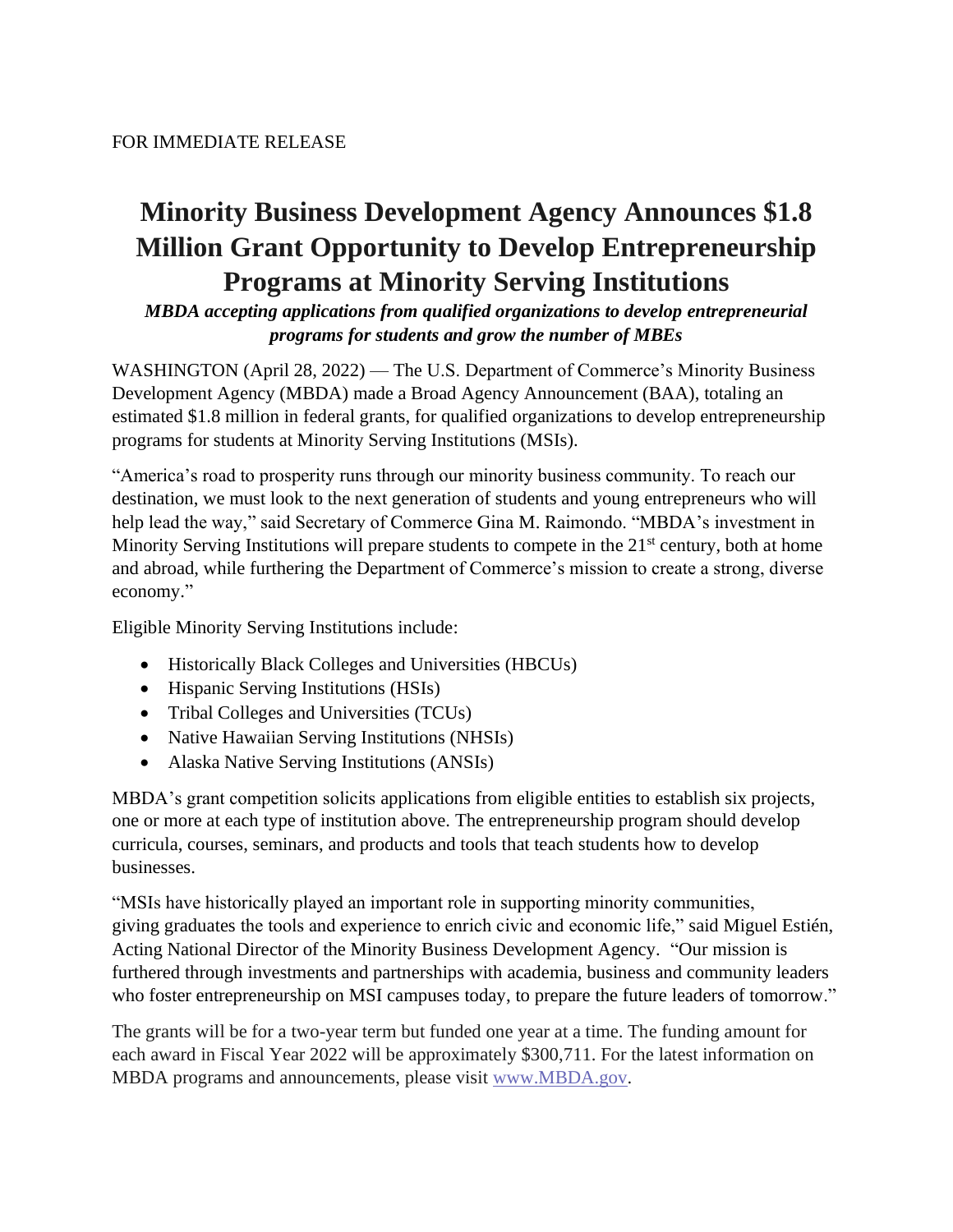FOR IMMEDIATE RELEASE

# Minority Business Development Agency Announces $1.8 Million Grant Opportunity to Develop Entrepreneurship Programs at Minority Serving Institutions

***MBDA accepting applications from qualified organizations to develop entrepreneurial programs for students and grow the number of MBEs***

WASHINGTON (April 28, 2022) — The U.S. Department of Commerce's Minority Business Development Agency (MBDA) made a Broad Agency Announcement (BAA), totaling an estimated $1.8 million in federal grants, for qualified organizations to develop entrepreneurship programs for students at Minority Serving Institutions (MSIs).

"America's road to prosperity runs through our minority business community. To reach our destination, we must look to the next generation of students and young entrepreneurs who will help lead the way," said Secretary of Commerce Gina M. Raimondo. "MBDA's investment in Minority Serving Institutions will prepare students to compete in the 21st century, both at home and abroad, while furthering the Department of Commerce's mission to create a strong, diverse economy."

Eligible Minority Serving Institutions include:

- Historically Black Colleges and Universities (HBCUs)
- Hispanic Serving Institutions (HSIs)
- Tribal Colleges and Universities (TCUs)
- Native Hawaiian Serving Institutions (NHSIs)
- Alaska Native Serving Institutions (ANSIs)

MBDA's grant competition solicits applications from eligible entities to establish six projects, one or more at each type of institution above. The entrepreneurship program should develop curricula, courses, seminars, and products and tools that teach students how to develop businesses.

"MSIs have historically played an important role in supporting minority communities, giving graduates the tools and experience to enrich civic and economic life," said Miguel Estién, Acting National Director of the Minority Business Development Agency. "Our mission is furthered through investments and partnerships with academia, business and community leaders who foster entrepreneurship on MSI campuses today, to prepare the future leaders of tomorrow."

The grants will be for a two-year term but funded one year at a time. The funding amount for each award in Fiscal Year 2022 will be approximately $300,711. For the latest information on MBDA programs and announcements, please visit [www.MBDA.gov](http://www.MBDA.gov).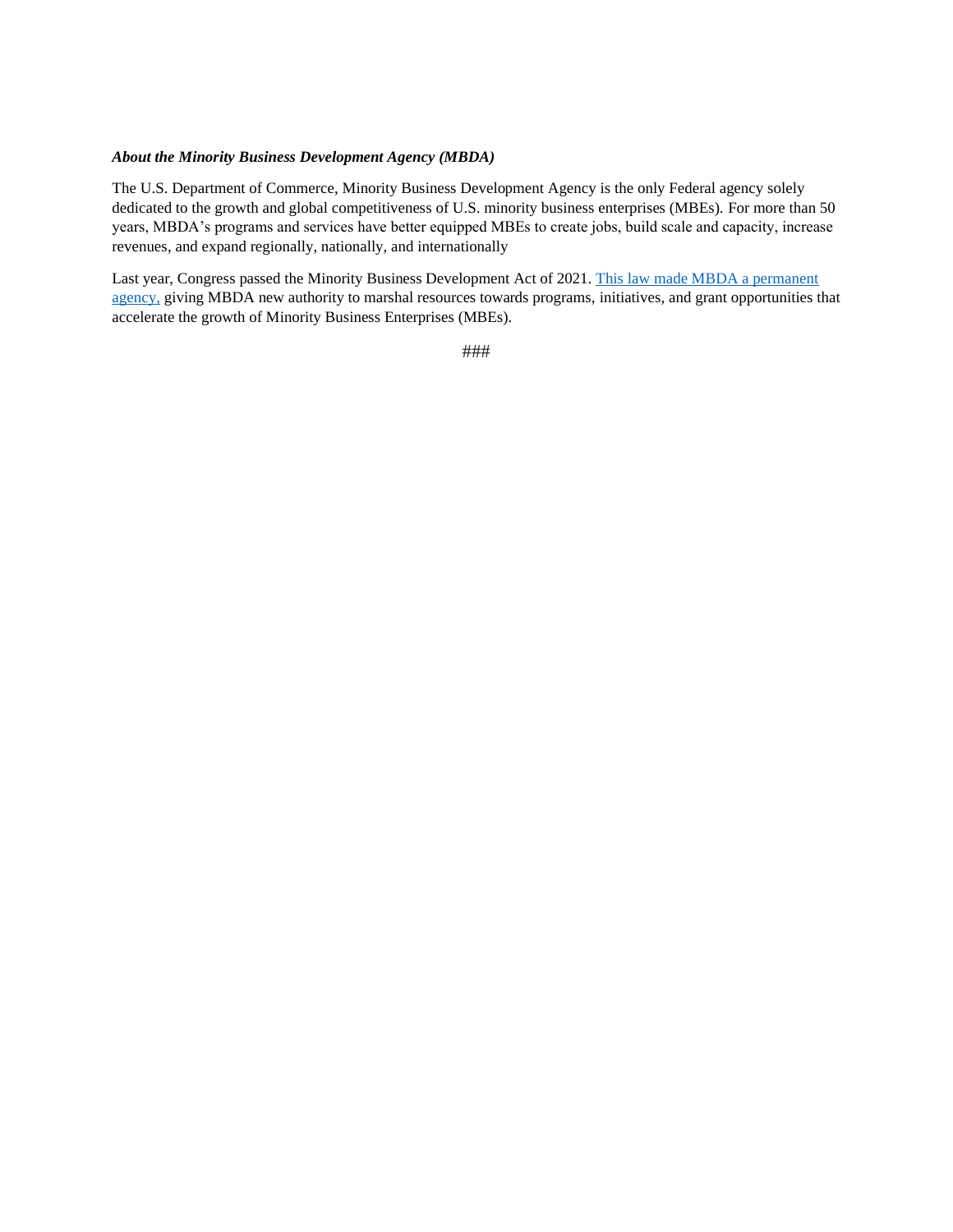***About the Minority Business Development Agency (MBDA)***

The U.S. Department of Commerce, Minority Business Development Agency is the only Federal agency solely dedicated to the growth and global competitiveness of U.S. minority business enterprises (MBEs). For more than 50 years, MBDA's programs and services have better equipped MBEs to create jobs, build scale and capacity, increase revenues, and expand regionally, nationally, and internationally

Last year, Congress passed the Minority Business Development Act of 2021. This law made MBDA a permanent agency, giving MBDA new authority to marshal resources towards programs, initiatives, and grant opportunities that accelerate the growth of Minority Business Enterprises (MBEs).

###